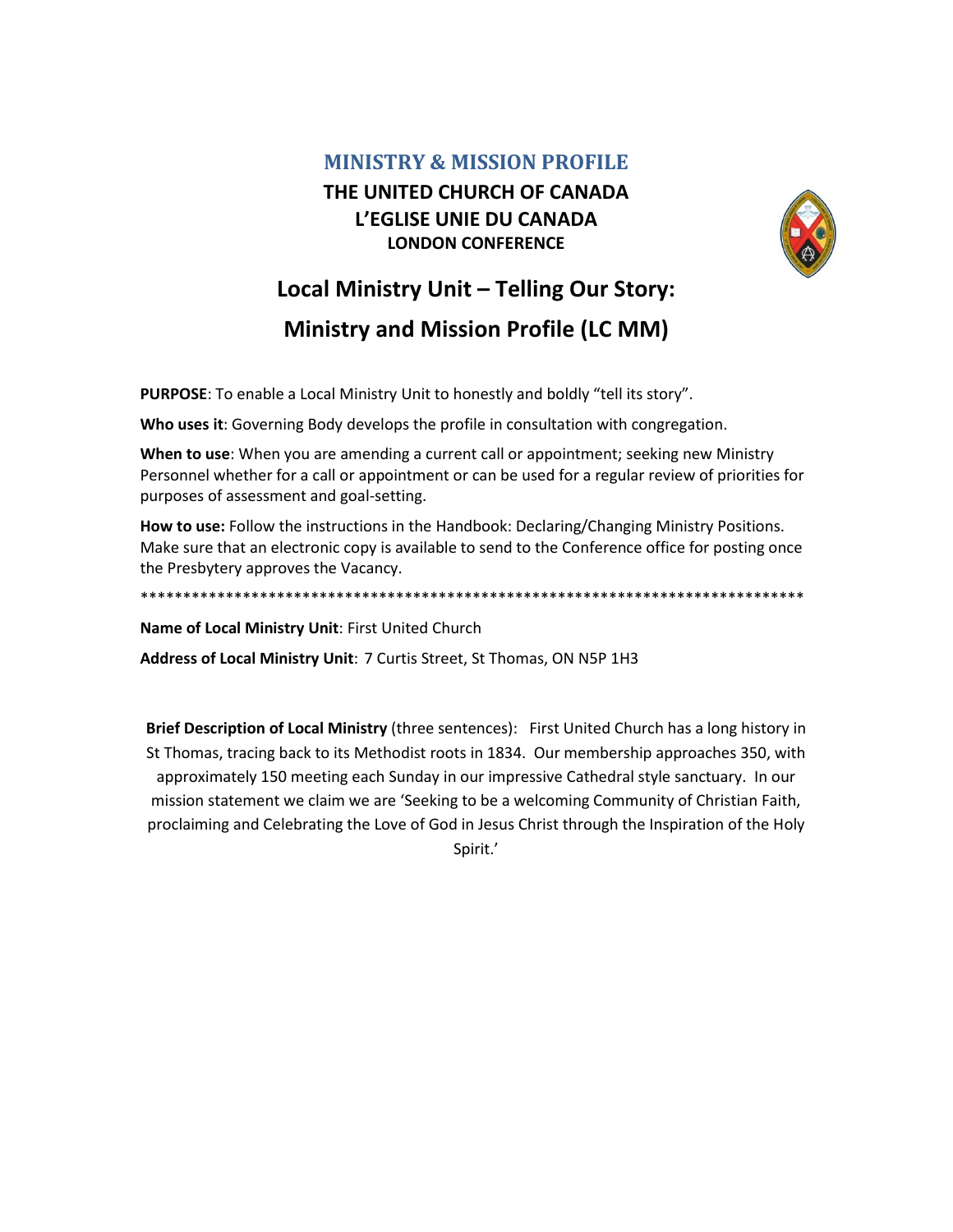## MINISTRY & MISSION PROFILE

**THE UNITED CHURCH OF CANADA**
**L'EGLISE UNIE DU CANADA**
**LONDON CONFERENCE**

# Local Ministry Unit – Telling Our Story: Ministry and Mission Profile (LC MM)

**PURPOSE**: To enable a Local Ministry Unit to honestly and boldly "tell its story".

**Who uses it**: Governing Body develops the profile in consultation with congregation.

**When to use**: When you are amending a current call or appointment; seeking new Ministry Personnel whether for a call or appointment or can be used for a regular review of priorities for purposes of assessment and goal-setting.

**How to use:** Follow the instructions in the Handbook: Declaring/Changing Ministry Positions. Make sure that an electronic copy is available to send to the Conference office for posting once the Presbytery approves the Vacancy.

*******************************************************************************

**Name of Local Ministry Unit**: First United Church

**Address of Local Ministry Unit**: 7 Curtis Street, St Thomas, ON N5P 1H3

**Brief Description of Local Ministry** (three sentences): First United Church has a long history in St Thomas, tracing back to its Methodist roots in 1834. Our membership approaches 350, with approximately 150 meeting each Sunday in our impressive Cathedral style sanctuary. In our mission statement we claim we are 'Seeking to be a welcoming Community of Christian Faith, proclaiming and Celebrating the Love of God in Jesus Christ through the Inspiration of the Holy Spirit.'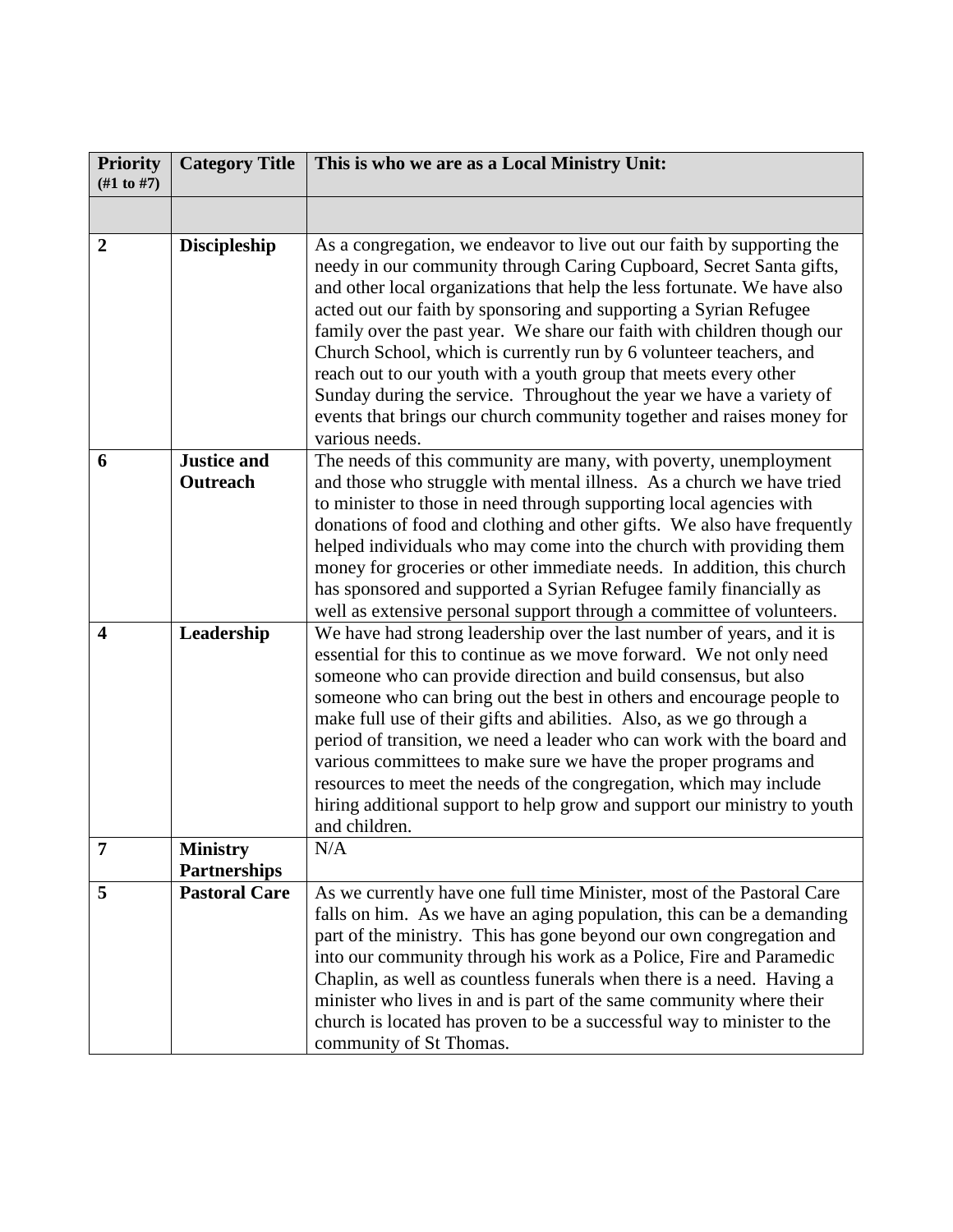| **Priority (#1 to #7)** | **Category Title** | **This is who we are as a Local Ministry Unit:** |
|---|---|---|
| | | |
| **2** | **Discipleship** | As a congregation, we endeavor to live out our faith by supporting the needy in our community through Caring Cupboard, Secret Santa gifts, and other local organizations that help the less fortunate. We have also acted out our faith by sponsoring and supporting a Syrian Refugee family over the past year. We share our faith with children though our Church School, which is currently run by 6 volunteer teachers, and reach out to our youth with a youth group that meets every other Sunday during the service. Throughout the year we have a variety of events that brings our church community together and raises money for various needs. |
| **6** | **Justice and Outreach** | The needs of this community are many, with poverty, unemployment and those who struggle with mental illness. As a church we have tried to minister to those in need through supporting local agencies with donations of food and clothing and other gifts. We also have frequently helped individuals who may come into the church with providing them money for groceries or other immediate needs. In addition, this church has sponsored and supported a Syrian Refugee family financially as well as extensive personal support through a committee of volunteers. |
| **4** | **Leadership** | We have had strong leadership over the last number of years, and it is essential for this to continue as we move forward. We not only need someone who can provide direction and build consensus, but also someone who can bring out the best in others and encourage people to make full use of their gifts and abilities. Also, as we go through a period of transition, we need a leader who can work with the board and various committees to make sure we have the proper programs and resources to meet the needs of the congregation, which may include hiring additional support to help grow and support our ministry to youth and children. |
| **7** | **Ministry Partnerships** | N/A |
| **5** | **Pastoral Care** | As we currently have one full time Minister, most of the Pastoral Care falls on him. As we have an aging population, this can be a demanding part of the ministry. This has gone beyond our own congregation and into our community through his work as a Police, Fire and Paramedic Chaplin, as well as countless funerals when there is a need. Having a minister who lives in and is part of the same community where their church is located has proven to be a successful way to minister to the community of St Thomas. |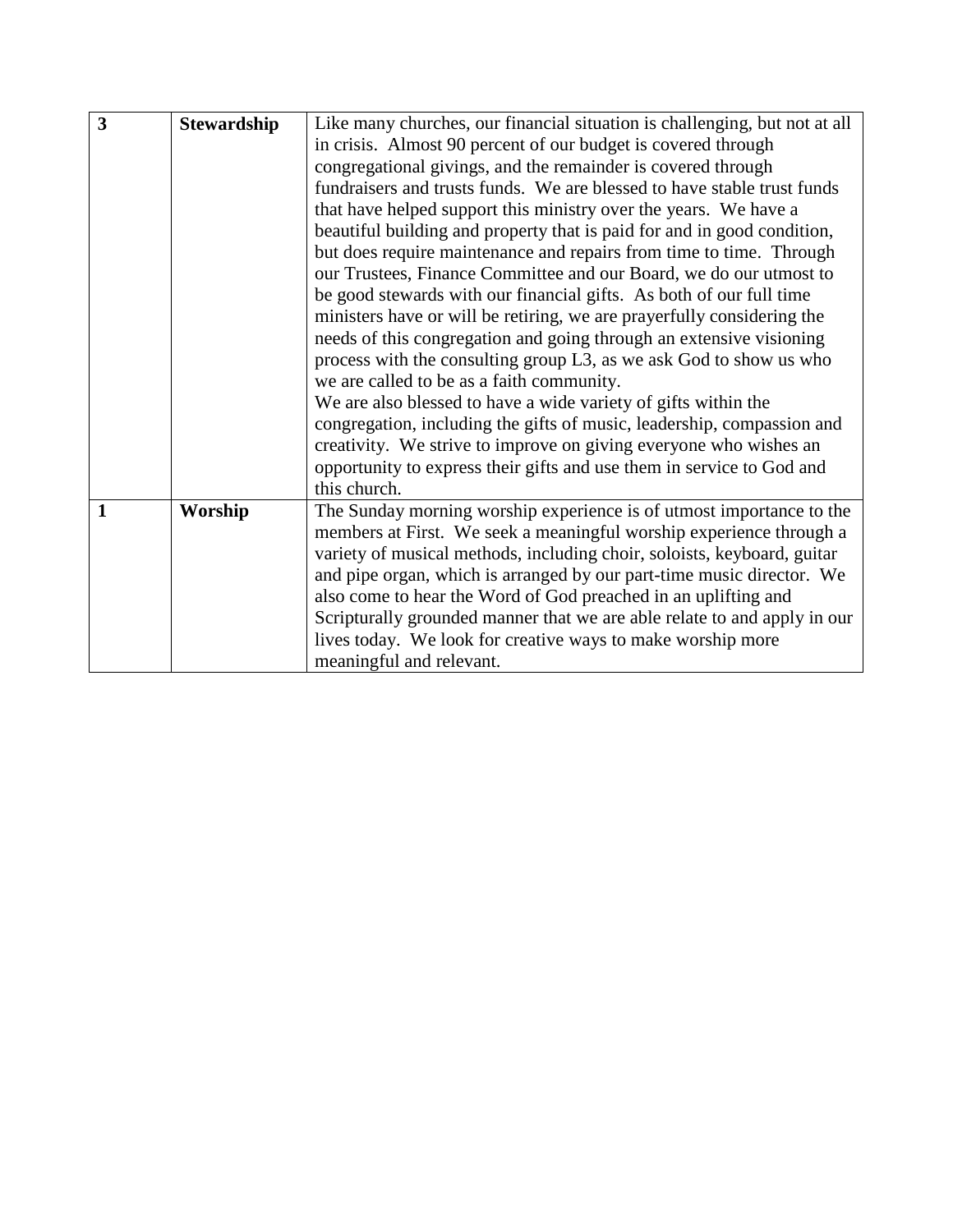| | | |
|---|---|---|
| **3** | **Stewardship** | Like many churches, our financial situation is challenging, but not at all in crisis. Almost 90 percent of our budget is covered through congregational givings, and the remainder is covered through fundraisers and trusts funds. We are blessed to have stable trust funds that have helped support this ministry over the years. We have a beautiful building and property that is paid for and in good condition, but does require maintenance and repairs from time to time. Through our Trustees, Finance Committee and our Board, we do our utmost to be good stewards with our financial gifts. As both of our full time ministers have or will be retiring, we are prayerfully considering the needs of this congregation and going through an extensive visioning process with the consulting group L3, as we ask God to show us who we are called to be as a faith community.<br>We are also blessed to have a wide variety of gifts within the congregation, including the gifts of music, leadership, compassion and creativity. We strive to improve on giving everyone who wishes an opportunity to express their gifts and use them in service to God and this church. |
| **1** | **Worship** | The Sunday morning worship experience is of utmost importance to the members at First. We seek a meaningful worship experience through a variety of musical methods, including choir, soloists, keyboard, guitar and pipe organ, which is arranged by our part-time music director. We also come to hear the Word of God preached in an uplifting and Scripturally grounded manner that we are able relate to and apply in our lives today. We look for creative ways to make worship more meaningful and relevant. |